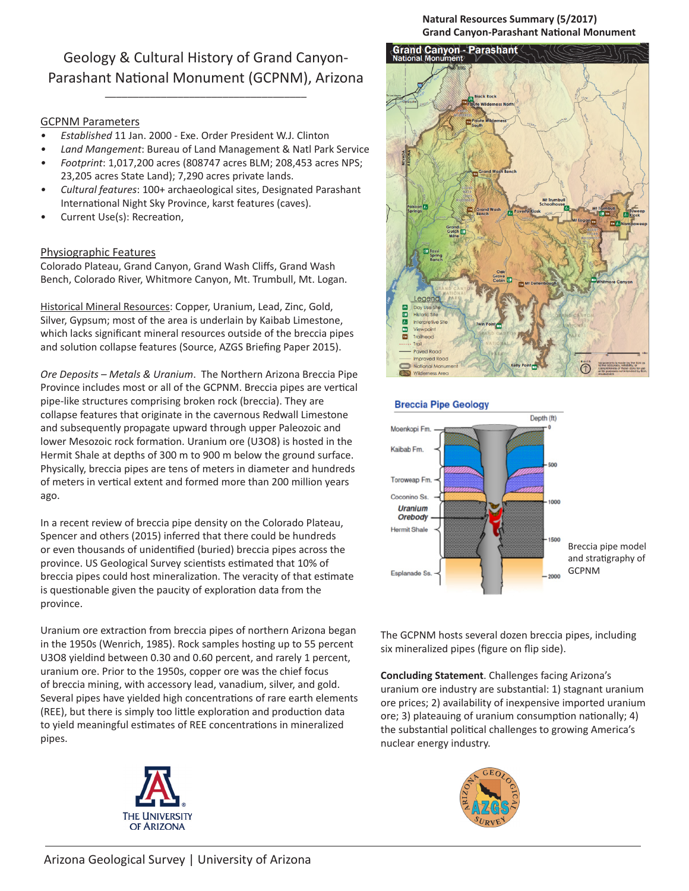Natural Resources Summary (5/2017)
Grand Canyon-Parashant National Monument

# Geology & Cultural History of Grand Canyon-Parashant National Monument (GCPNM), Arizona

## GCPNM Parameters

- *Established* 11 Jan. 2000 - Exe. Order President W.J. Clinton
- *Land Mangement*: Bureau of Land Management & Natl Park Service
- *Footprint*: 1,017,200 acres (808747 acres BLM; 208,453 acres NPS; 23,205 acres State Land); 7,290 acres private lands.
- *Cultural features*: 100+ archaeological sites, Designated Parashant International Night Sky Province, karst features (caves).
- Current Use(s): Recreation,

## Physiographic Features

Colorado Plateau, Grand Canyon, Grand Wash Cliffs, Grand Wash Bench, Colorado River, Whitmore Canyon, Mt. Trumbull, Mt. Logan.

Historical Mineral Resources: Copper, Uranium, Lead, Zinc, Gold, Silver, Gypsum; most of the area is underlain by Kaibab Limestone, which lacks significant mineral resources outside of the breccia pipes and solution collapse features (Source, AZGS Briefing Paper 2015).

*Ore Deposits – Metals & Uranium*. The Northern Arizona Breccia Pipe Province includes most or all of the GCPNM. Breccia pipes are vertical pipe-like structures comprising broken rock (breccia). They are collapse features that originate in the cavernous Redwall Limestone and subsequently propagate upward through upper Paleozoic and lower Mesozoic rock formation. Uranium ore ($U_3O_8$) is hosted in the Hermit Shale at depths of 300 m to 900 m below the ground surface. Physically, breccia pipes are tens of meters in diameter and hundreds of meters in vertical extent and formed more than 200 million years ago.

In a recent review of breccia pipe density on the Colorado Plateau, Spencer and others (2015) inferred that there could be hundreds or even thousands of unidentified (buried) breccia pipes across the province. US Geological Survey scientists estimated that 10% of breccia pipes could host mineralization. The veracity of that estimate is questionable given the paucity of exploration data from the province.

Uranium ore extraction from breccia pipes of northern Arizona began in the 1950s (Wenrich, 1985). Rock samples hosting up to 55 percent $U_3O_8$ yieldind between 0.30 and 0.60 percent, and rarely 1 percent, uranium ore. Prior to the 1950s, copper ore was the chief focus of breccia mining, with accessory lead, vanadium, silver, and gold. Several pipes have yielded high concentrations of rare earth elements (REE), but there is simply too little exploration and production data to yield meaningful estimates of REE concentrations in mineralized pipes.

## Breccia Pipe Geology

Breccia pipe model and stratigraphy of GCPNM

The GCPNM hosts several dozen breccia pipes, including six mineralized pipes (figure on flip side).

**Concluding Statement**. Challenges facing Arizona's uranium ore industry are substantial: 1) stagnant uranium ore prices; 2) availability of inexpensive imported uranium ore; 3) plateauing of uranium consumption nationally; 4) the substantial political challenges to growing America's nuclear energy industry.

Arizona Geological Survey | University of Arizona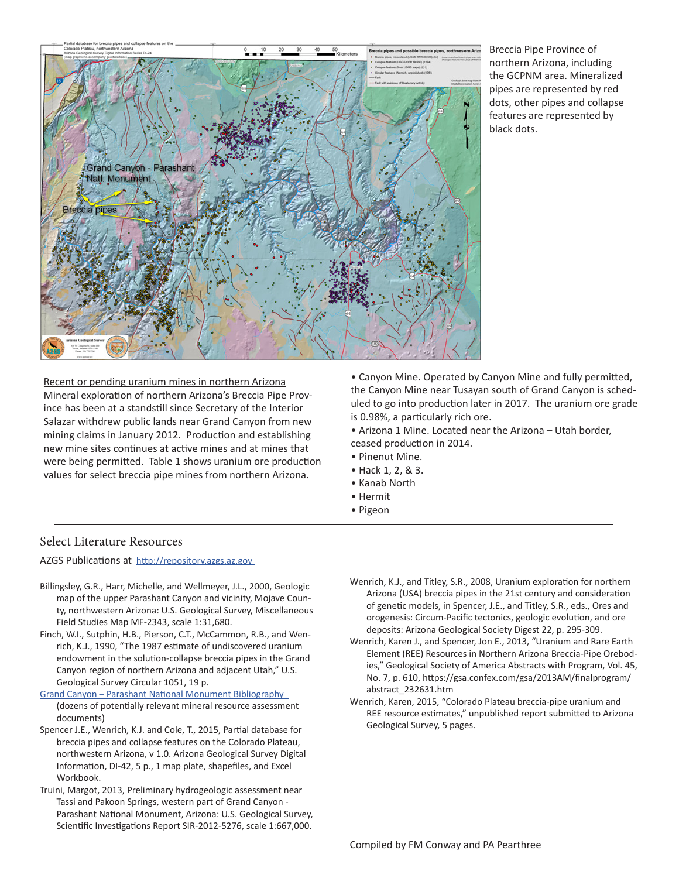Breccia Pipe Province of northern Arizona, including the GCPNM area. Mineralized pipes are represented by red dots, other pipes and collapse features are represented by black dots.

Recent or pending uranium mines in northern Arizona

Mineral exploration of northern Arizona's Breccia Pipe Province has been at a standstill since Secretary of the Interior Salazar withdrew public lands near Grand Canyon from new mining claims in January 2012. Production and establishing new mine sites continues at active mines and at mines that were being permitted. Table 1 shows uranium ore production values for select breccia pipe mines from northern Arizona.

- Canyon Mine. Operated by Canyon Mine and fully permitted, the Canyon Mine near Tusayan south of Grand Canyon is scheduled to go into production later in 2017. The uranium ore grade is 0.98%, a particularly rich ore.
- Arizona 1 Mine. Located near the Arizona – Utah border, ceased production in 2014.
- Pinenut Mine.
- Hack 1, 2, & 3.
- Kanab North
- Hermit
- Pigeon

## Select Literature Resources

AZGS Publications at http://repository.azgs.az.gov

Billingsley, G.R., Harr, Michelle, and Wellmeyer, J.L., 2000, Geologic map of the upper Parashant Canyon and vicinity, Mojave County, northwestern Arizona: U.S. Geological Survey, Miscellaneous Field Studies Map MF-2343, scale 1:31,680.

Finch, W.I., Sutphin, H.B., Pierson, C.T., McCammon, R.B., and Wenrich, K.J., 1990, "The 1987 estimate of undiscovered uranium endowment in the solution-collapse breccia pipes in the Grand Canyon region of northern Arizona and adjacent Utah," U.S. Geological Survey Circular 1051, 19 p.

Grand Canyon – Parashant National Monument Bibliography (dozens of potentially relevant mineral resource assessment documents)

Spencer J.E., Wenrich, K.J. and Cole, T., 2015, Partial database for breccia pipes and collapse features on the Colorado Plateau, northwestern Arizona, v 1.0. Arizona Geological Survey Digital Information, DI-42, 5 p., 1 map plate, shapefiles, and Excel Workbook.

Truini, Margot, 2013, Preliminary hydrogeologic assessment near Tassi and Pakoon Springs, western part of Grand Canyon - Parashant National Monument, Arizona: U.S. Geological Survey, Scientific Investigations Report SIR-2012-5276, scale 1:667,000.

Wenrich, K.J., and Titley, S.R., 2008, Uranium exploration for northern Arizona (USA) breccia pipes in the 21st century and consideration of genetic models, in Spencer, J.E., and Titley, S.R., eds., Ores and orogenesis: Circum-Pacific tectonics, geologic evolution, and ore deposits: Arizona Geological Society Digest 22, p. 295-309.

Wenrich, Karen J., and Spencer, Jon E., 2013, "Uranium and Rare Earth Element (REE) Resources in Northern Arizona Breccia-Pipe Orebodies," Geological Society of America Abstracts with Program, Vol. 45, No. 7, p. 610, https://gsa.confex.com/gsa/2013AM/finalprogram/abstract_232631.htm

Wenrich, Karen, 2015, "Colorado Plateau breccia-pipe uranium and REE resource estimates," unpublished report submitted to Arizona Geological Survey, 5 pages.

Compiled by FM Conway and PA Pearthree